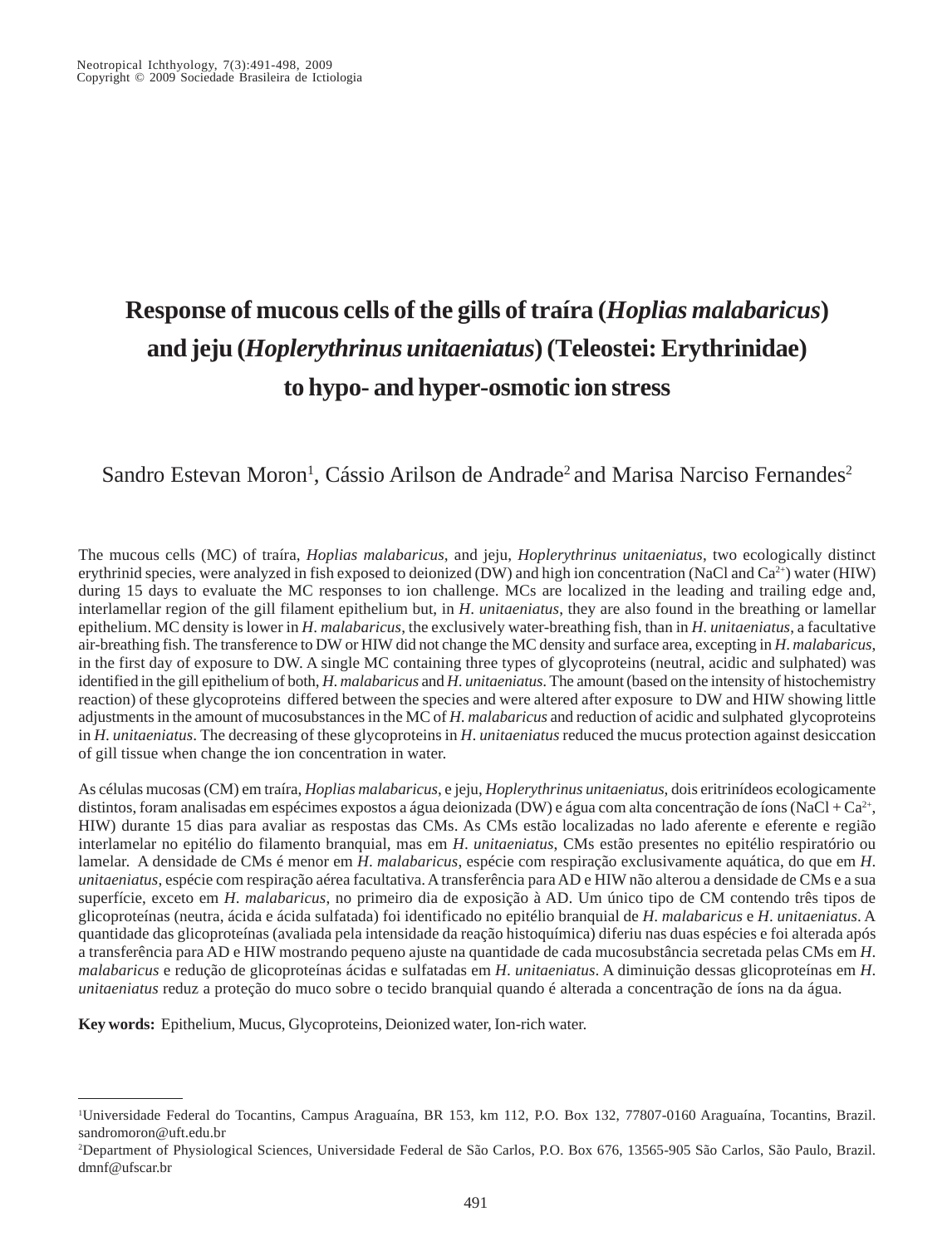# Response of mucous cells of the gills of traíra (*Hoplias malabaricus*) and jeju (*Hoplerythrinus unitaeniatus*) (Teleostei: Erythrinidae) to hypo- and hyper-osmotic ion stress

Sandro Estevan Moron[1], Cássio Arilson de Andrade[2] and Marisa Narciso Fernandes[2]

The mucous cells (MC) of traíra, *Hoplias malabaricus*, and jeju, *Hoplerythrinus unitaeniatus*, two ecologically distinct erythrinid species, were analyzed in fish exposed to deionized (DW) and high ion concentration (NaCl and $Ca^{2+}$) water (HIW) during 15 days to evaluate the MC responses to ion challenge. MCs are localized in the leading and trailing edge and, interlamellar region of the gill filament epithelium but, in *H. unitaeniatus*, they are also found in the breathing or lamellar epithelium. MC density is lower in *H. malabaricus*, the exclusively water-breathing fish, than in *H. unitaeniatus*, a facultative air-breathing fish. The transference to DW or HIW did not change the MC density and surface area, excepting in *H. malabaricus*, in the first day of exposure to DW. A single MC containing three types of glycoproteins (neutral, acidic and sulphated) was identified in the gill epithelium of both, *H. malabaricus* and *H. unitaeniatus*. The amount (based on the intensity of histochemistry reaction) of these glycoproteins differed between the species and were altered after exposure to DW and HIW showing little adjustments in the amount of mucosubstances in the MC of *H. malabaricus* and reduction of acidic and sulphated glycoproteins in *H. unitaeniatus*. The decreasing of these glycoproteins in *H. unitaeniatus* reduced the mucus protection against desiccation of gill tissue when change the ion concentration in water.

As células mucosas (CM) em traíra, *Hoplias malabaricus*, e jeju, *Hoplerythrinus unitaeniatus*, dois eritrinídeos ecologicamente distintos, foram analisadas em espécimes expostos a água deionizada (DW) e água com alta concentração de íons (NaCl + $Ca^{2+}$, HIW) durante 15 dias para avaliar as respostas das CMs. As CMs estão localizadas no lado aferente e eferente e região interlamelar no epitélio do filamento branquial, mas em *H. unitaeniatus*, CMs estão presentes no epitélio respiratório ou lamelar. A densidade de CMs é menor em *H. malabaricus*, espécie com respiração exclusivamente aquática, do que em *H. unitaeniatus*, espécie com respiração aérea facultativa. A transferência para AD e HIW não alterou a densidade de CMs e a sua superfície, exceto em *H. malabaricus*, no primeiro dia de exposição à AD. Um único tipo de CM contendo três tipos de glicoproteínas (neutra, ácida e ácida sulfatada) foi identificado no epitélio branquial de *H. malabaricus* e *H. unitaeniatus*. A quantidade das glicoproteínas (avaliada pela intensidade da reação histoquímica) diferiu nas duas espécies e foi alterada após a transferência para AD e HIW mostrando pequeno ajuste na quantidade de cada mucosubstância secretada pelas CMs em *H. malabaricus* e redução de glicoproteínas ácidas e sulfatadas em *H. unitaeniatus*. A diminuição dessas glicoproteínas em *H. unitaeniatus* reduz a proteção do muco sobre o tecido branquial quando é alterada a concentração de íons na da água.

**Key words:** Epithelium, Mucus, Glycoproteins, Deionized water, Ion-rich water.

---

[1]Universidade Federal do Tocantins, Campus Araguaína, BR 153, km 112, P.O. Box 132, 77807-0160 Araguaína, Tocantins, Brazil. sandromoron@uft.edu.br

[2]Department of Physiological Sciences, Universidade Federal de São Carlos, P.O. Box 676, 13565-905 São Carlos, São Paulo, Brazil. dmnf@ufscar.br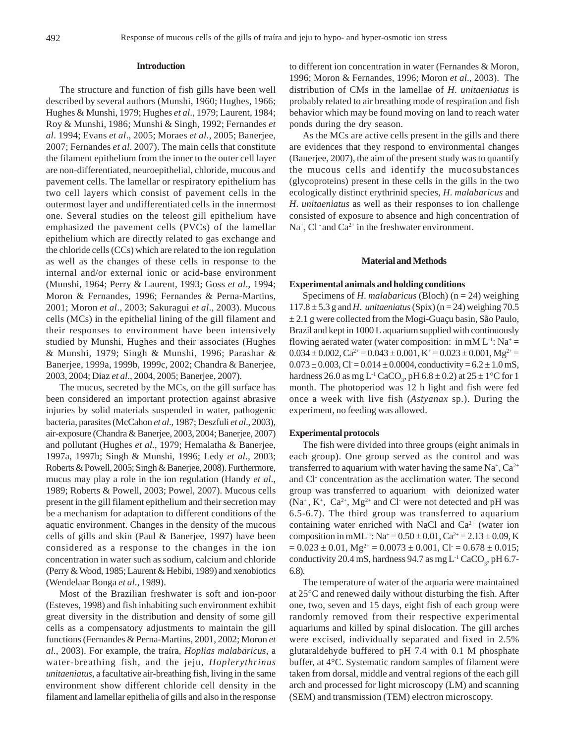## Introduction

The structure and function of fish gills have been well described by several authors (Munshi, 1960; Hughes, 1966; Hughes & Munshi, 1979; Hughes *et al*., 1979; Laurent, 1984; Roy & Munshi, 1986; Munshi & Singh, 1992; Fernandes *et al*. 1994; Evans *et al*., 2005; Moraes *et al*., 2005; Banerjee, 2007; Fernandes *et al*. 2007). The main cells that constitute the filament epithelium from the inner to the outer cell layer are non-differentiated, neuroepithelial, chloride, mucous and pavement cells. The lamellar or respiratory epithelium has two cell layers which consist of pavement cells in the outermost layer and undifferentiated cells in the innermost one. Several studies on the teleost gill epithelium have emphasized the pavement cells (PVCs) of the lamellar epithelium which are directly related to gas exchange and the chloride cells (CCs) which are related to the ion regulation as well as the changes of these cells in response to the internal and/or external ionic or acid-base environment (Munshi, 1964; Perry & Laurent, 1993; Goss *et al*., 1994; Moron & Fernandes, 1996; Fernandes & Perna-Martins, 2001; Moron *et al*., 2003; Sakuragui *et al*., 2003). Mucous cells (MCs) in the epithelial lining of the gill filament and their responses to environment have been intensively studied by Munshi, Hughes and their associates (Hughes & Munshi, 1979; Singh & Munshi, 1996; Parashar & Banerjee, 1999a, 1999b, 1999c, 2002; Chandra & Banerjee, 2003, 2004; Diaz *et al*., 2004, 2005; Banerjee, 2007).

The mucus, secreted by the MCs, on the gill surface has been considered an important protection against abrasive injuries by solid materials suspended in water, pathogenic bacteria, parasites (McCahon *et al*., 1987; Deszfuli *et al*., 2003), air-exposure (Chandra & Banerjee, 2003, 2004; Banerjee, 2007) and pollutant (Hughes *et al*., 1979; Hemalatha & Banerjee, 1997a, 1997b; Singh & Munshi, 1996; Ledy *et al*., 2003; Roberts & Powell, 2005; Singh & Banerjee, 2008). Furthermore, mucus may play a role in the ion regulation (Handy *et al*., 1989; Roberts & Powell, 2003; Powel, 2007). Mucous cells present in the gill filament epithelium and their secretion may be a mechanism for adaptation to different conditions of the aquatic environment. Changes in the density of the mucous cells of gills and skin (Paul & Banerjee, 1997) have been considered as a response to the changes in the ion concentration in water such as sodium, calcium and chloride (Perry & Wood, 1985; Laurent & Hebibi, 1989) and xenobiotics (Wendelaar Bonga *et al*., 1989).

Most of the Brazilian freshwater is soft and ion-poor (Esteves, 1998) and fish inhabiting such environment exhibit great diversity in the distribution and density of some gill cells as a compensatory adjustments to maintain the gill functions (Fernandes & Perna-Martins, 2001, 2002; Moron *et al*., 2003). For example, the traíra, *Hoplias malabaricus*, a water-breathing fish, and the jeju, *Hoplerythrinus unitaeniatus*, a facultative air-breathing fish, living in the same environment show different chloride cell density in the filament and lamellar epithelia of gills and also in the response to different ion concentration in water (Fernandes & Moron, 1996; Moron & Fernandes, 1996; Moron *et al*., 2003). The distribution of CMs in the lamellae of *H. unitaeniatus* is probably related to air breathing mode of respiration and fish behavior which may be found moving on land to reach water ponds during the dry season.

As the MCs are active cells present in the gills and there are evidences that they respond to environmental changes (Banerjee, 2007), the aim of the present study was to quantify the mucous cells and identify the mucosubstances (glycoproteins) present in these cells in the gills in the two ecologically distinct erythrinid species, *H. malabaricus* and *H. unitaeniatus* as well as their responses to ion challenge consisted of exposure to absence and high concentration of $Na^+$, $Cl^-$ and $Ca^{2+}$ in the freshwater environment.

## Material and Methods

### Experimental animals and holding conditions

Specimens of *H. malabaricus* (Bloch) (n = 24) weighing 117.8 ± 5.3 g and *H. unitaeniatus* (Spix) (n = 24) weighing 70.5 ± 2.1 g were collected from the Mogi-Guaçu basin, São Paulo, Brazil and kept in 1000 L aquarium supplied with continuously flowing aerated water (water composition: in mM $L^{-1}$: $Na^+$ = 0.034 ± 0.002, $Ca^{2+}$ = 0.043 ± 0.001, $K^+$ = 0.023 ± 0.001, $Mg^{2+}$ = 0.073 ± 0.003, $Cl^-$ = 0.014 ± 0.0004, conductivity = 6.2 ± 1.0 mS, hardness 26.0 as mg $L^{-1}$ $CaCO_3$, pH 6.8 ± 0.2) at 25 ± 1°C for 1 month. The photoperiod was 12 h light and fish were fed once a week with live fish (*Astyanax* sp.). During the experiment, no feeding was allowed.

### Experimental protocols

The fish were divided into three groups (eight animals in each group). One group served as the control and was transferred to aquarium with water having the same $Na^+$, $Ca^{2+}$ and $Cl^-$ concentration as the acclimation water. The second group was transferred to aquarium with deionized water ($Na^+$, $K^+$, $Ca^{2+}$, $Mg^{2+}$ and $Cl^-$ were not detected and pH was 6.5-6.7). The third group was transferred to aquarium containing water enriched with NaCl and $Ca^{2+}$ (water ion composition in mM$L^{-1}$: $Na^+$ = 0.50 ± 0.01, $Ca^{2+}$ = 2.13 ± 0.09, K = 0.023 ± 0.01, $Mg^{2+}$ = 0.0073 ± 0.001, $Cl^-$ = 0.678 ± 0.015; conductivity 20.4 mS, hardness 94.7 as mg $L^{-1}$ $CaCO_3$, pH 6.7-6.8).

The temperature of water of the aquaria were maintained at 25°C and renewed daily without disturbing the fish. After one, two, seven and 15 days, eight fish of each group were randomly removed from their respective experimental aquariums and killed by spinal dislocation. The gill arches were excised, individually separated and fixed in 2.5% glutaraldehyde buffered to pH 7.4 with 0.1 M phosphate buffer, at 4°C. Systematic random samples of filament were taken from dorsal, middle and ventral regions of the each gill arch and processed for light microscopy (LM) and scanning (SEM) and transmission (TEM) electron microscopy.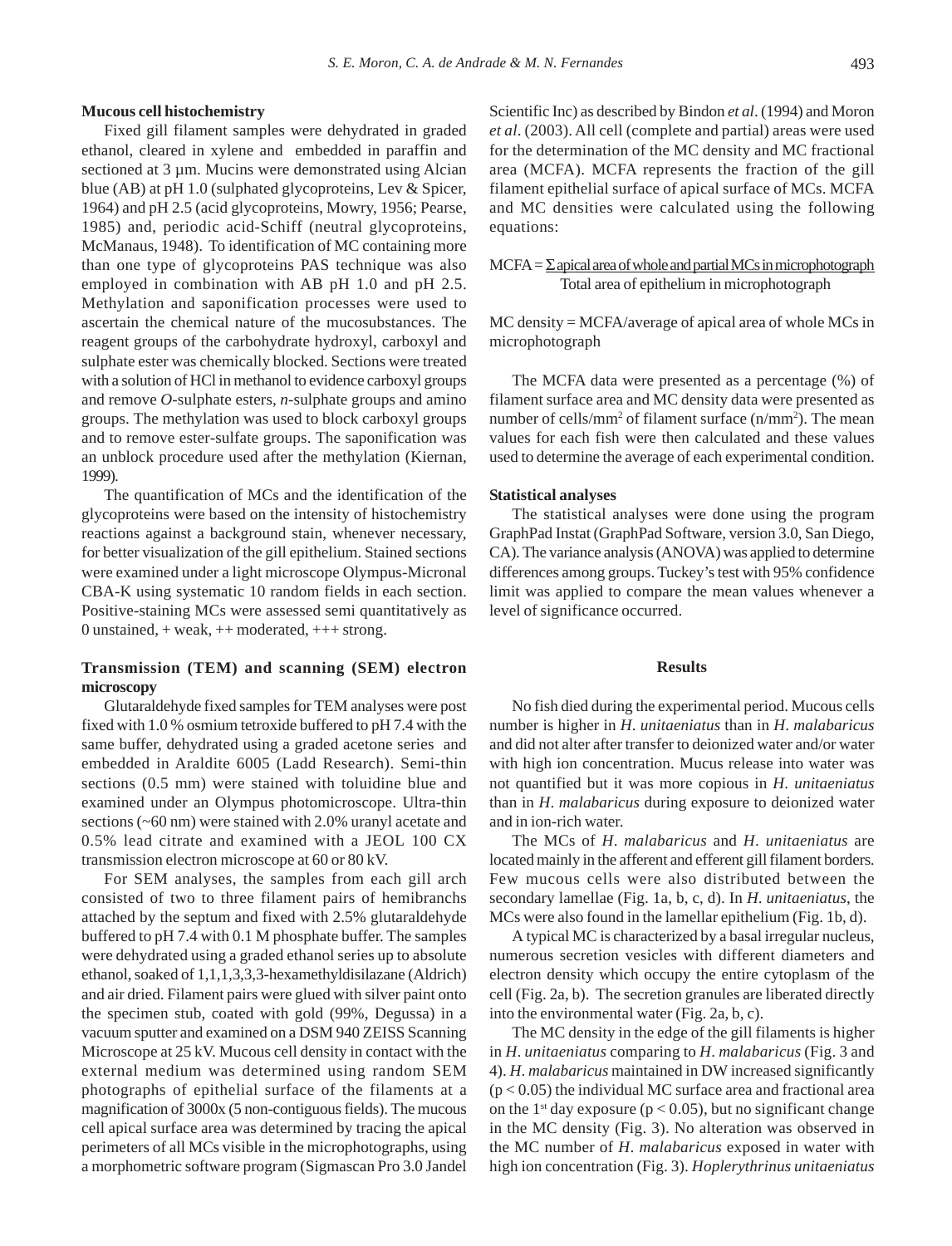### Mucous cell histochemistry

Fixed gill filament samples were dehydrated in graded ethanol, cleared in xylene and embedded in paraffin and sectioned at 3 µm. Mucins were demonstrated using Alcian blue (AB) at pH 1.0 (sulphated glycoproteins, Lev & Spicer, 1964) and pH 2.5 (acid glycoproteins, Mowry, 1956; Pearse, 1985) and, periodic acid-Schiff (neutral glycoproteins, McManaus, 1948). To identification of MC containing more than one type of glycoproteins PAS technique was also employed in combination with AB pH 1.0 and pH 2.5. Methylation and saponification processes were used to ascertain the chemical nature of the mucosubstances. The reagent groups of the carbohydrate hydroxyl, carboxyl and sulphate ester was chemically blocked. Sections were treated with a solution of HCl in methanol to evidence carboxyl groups and remove *O*-sulphate esters, *n*-sulphate groups and amino groups. The methylation was used to block carboxyl groups and to remove ester-sulfate groups. The saponification was an unblock procedure used after the methylation (Kiernan, 1999).

The quantification of MCs and the identification of the glycoproteins were based on the intensity of histochemistry reactions against a background stain, whenever necessary, for better visualization of the gill epithelium. Stained sections were examined under a light microscope Olympus-Micronal CBA-K using systematic 10 random fields in each section. Positive-staining MCs were assessed semi quantitatively as 0 unstained, + weak, ++ moderated, +++ strong.

### Transmission (TEM) and scanning (SEM) electron microscopy

Glutaraldehyde fixed samples for TEM analyses were post fixed with 1.0 % osmium tetroxide buffered to pH 7.4 with the same buffer, dehydrated using a graded acetone series and embedded in Araldite 6005 (Ladd Research). Semi-thin sections (0.5 mm) were stained with toluidine blue and examined under an Olympus photomicroscope. Ultra-thin sections (~60 nm) were stained with 2.0% uranyl acetate and 0.5% lead citrate and examined with a JEOL 100 CX transmission electron microscope at 60 or 80 kV.

For SEM analyses, the samples from each gill arch consisted of two to three filament pairs of hemibranchs attached by the septum and fixed with 2.5% glutaraldehyde buffered to pH 7.4 with 0.1 M phosphate buffer. The samples were dehydrated using a graded ethanol series up to absolute ethanol, soaked of 1,1,1,3,3,3-hexamethyldisilazane (Aldrich) and air dried. Filament pairs were glued with silver paint onto the specimen stub, coated with gold (99%, Degussa) in a vacuum sputter and examined on a DSM 940 ZEISS Scanning Microscope at 25 kV. Mucous cell density in contact with the external medium was determined using random SEM photographs of epithelial surface of the filaments at a magnification of 3000x (5 non-contiguous fields). The mucous cell apical surface area was determined by tracing the apical perimeters of all MCs visible in the microphotographs, using a morphometric software program (Sigmascan Pro 3.0 Jandel Scientific Inc) as described by Bindon *et al*. (1994) and Moron *et al*. (2003). All cell (complete and partial) areas were used for the determination of the MC density and MC fractional area (MCFA). MCFA represents the fraction of the gill filament epithelial surface of apical surface of MCs. MCFA and MC densities were calculated using the following equations:

$$\text{MCFA} = \frac{\Sigma \text{ apical area of whole and partial MCs in microphotograph}}{\text{Total area of epithelium in microphotograph}}$$

MC density = MCFA/average of apical area of whole MCs in microphotograph

The MCFA data were presented as a percentage (%) of filament surface area and MC density data were presented as number of cells/mm$^2$ of filament surface (n/mm$^2$). The mean values for each fish were then calculated and these values used to determine the average of each experimental condition.

### Statistical analyses

The statistical analyses were done using the program GraphPad Instat (GraphPad Software, version 3.0, San Diego, CA). The variance analysis (ANOVA) was applied to determine differences among groups. Tuckey's test with 95% confidence limit was applied to compare the mean values whenever a level of significance occurred.

## Results

No fish died during the experimental period. Mucous cells number is higher in *H. unitaeniatus* than in *H. malabaricus* and did not alter after transfer to deionized water and/or water with high ion concentration. Mucus release into water was not quantified but it was more copious in *H. unitaeniatus* than in *H. malabaricus* during exposure to deionized water and in ion-rich water.

The MCs of *H. malabaricus* and *H. unitaeniatus* are located mainly in the afferent and efferent gill filament borders. Few mucous cells were also distributed between the secondary lamellae (Fig. 1a, b, c, d). In *H. unitaeniatus*, the MCs were also found in the lamellar epithelium (Fig. 1b, d).

A typical MC is characterized by a basal irregular nucleus, numerous secretion vesicles with different diameters and electron density which occupy the entire cytoplasm of the cell (Fig. 2a, b). The secretion granules are liberated directly into the environmental water (Fig. 2a, b, c).

The MC density in the edge of the gill filaments is higher in *H. unitaeniatus* comparing to *H. malabaricus* (Fig. 3 and 4). *H. malabaricus* maintained in DW increased significantly ($p < 0.05$) the individual MC surface area and fractional area on the 1[st] day exposure ($p < 0.05$), but no significant change in the MC density (Fig. 3). No alteration was observed in the MC number of *H. malabaricus* exposed in water with high ion concentration (Fig. 3). *Hoplerythrinus unitaeniatus*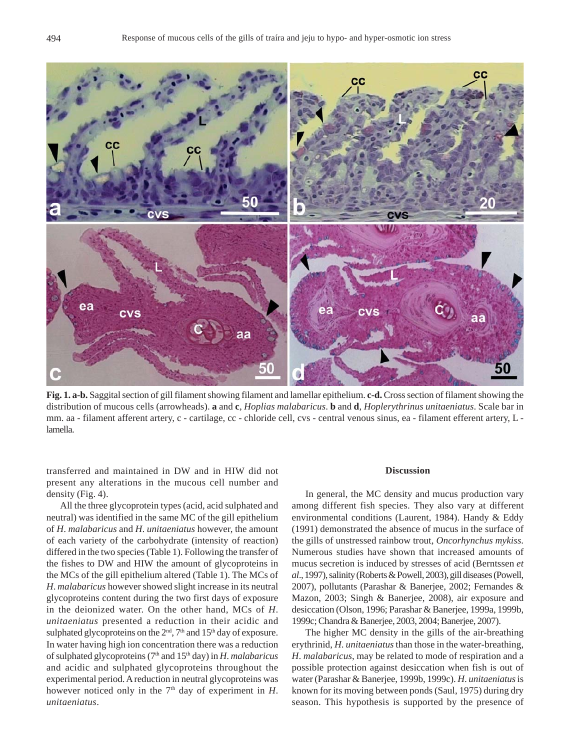**Fig. 1. a-b.** Saggital section of gill filament showing filament and lamellar epithelium. **c-d.** Cross section of filament showing the distribution of mucous cells (arrowheads). **a** and **c**, *Hoplias malabaricus*. **b** and **d**, *Hoplerythrinus unitaeniatus*. Scale bar in mm. aa - filament afferent artery, c - cartilage, cc - chloride cell, cvs - central venous sinus, ea - filament efferent artery, L - lamella.

transferred and maintained in DW and in HIW did not present any alterations in the mucous cell number and density (Fig. 4).

All the three glycoprotein types (acid, acid sulphated and neutral) was identified in the same MC of the gill epithelium of *H. malabaricus* and *H. unitaeniatus* however, the amount of each variety of the carbohydrate (intensity of reaction) differed in the two species (Table 1). Following the transfer of the fishes to DW and HIW the amount of glycoproteins in the MCs of the gill epithelium altered (Table 1). The MCs of *H. malabaricus* however showed slight increase in its neutral glycoproteins content during the two first days of exposure in the deionized water. On the other hand, MCs of *H. unitaeniatus* presented a reduction in their acidic and sulphated glycoproteins on the 2nd, 7th and 15th day of exposure. In water having high ion concentration there was a reduction of sulphated glycoproteins (7th and 15th day) in *H. malabaricus* and acidic and sulphated glycoproteins throughout the experimental period. A reduction in neutral glycoproteins was however noticed only in the 7th day of experiment in *H. unitaeniatus*.

## Discussion

In general, the MC density and mucus production vary among different fish species. They also vary at different environmental conditions (Laurent, 1984). Handy & Eddy (1991) demonstrated the absence of mucus in the surface of the gills of unstressed rainbow trout, *Oncorhynchus mykiss*. Numerous studies have shown that increased amounts of mucus secretion is induced by stresses of acid (Berntssen *et al*., 1997), salinity (Roberts & Powell, 2003), gill diseases (Powell, 2007), pollutants (Parashar & Banerjee, 2002; Fernandes & Mazon, 2003; Singh & Banerjee, 2008), air exposure and desiccation (Olson, 1996; Parashar & Banerjee, 1999a, 1999b, 1999c; Chandra & Banerjee, 2003, 2004; Banerjee, 2007).

The higher MC density in the gills of the air-breathing erythrinid, *H. unitaeniatus* than those in the water-breathing, *H. malabaricus*, may be related to mode of respiration and a possible protection against desiccation when fish is out of water (Parashar & Banerjee, 1999b, 1999c). *H. unitaeniatus* is known for its moving between ponds (Saul, 1975) during dry season. This hypothesis is supported by the presence of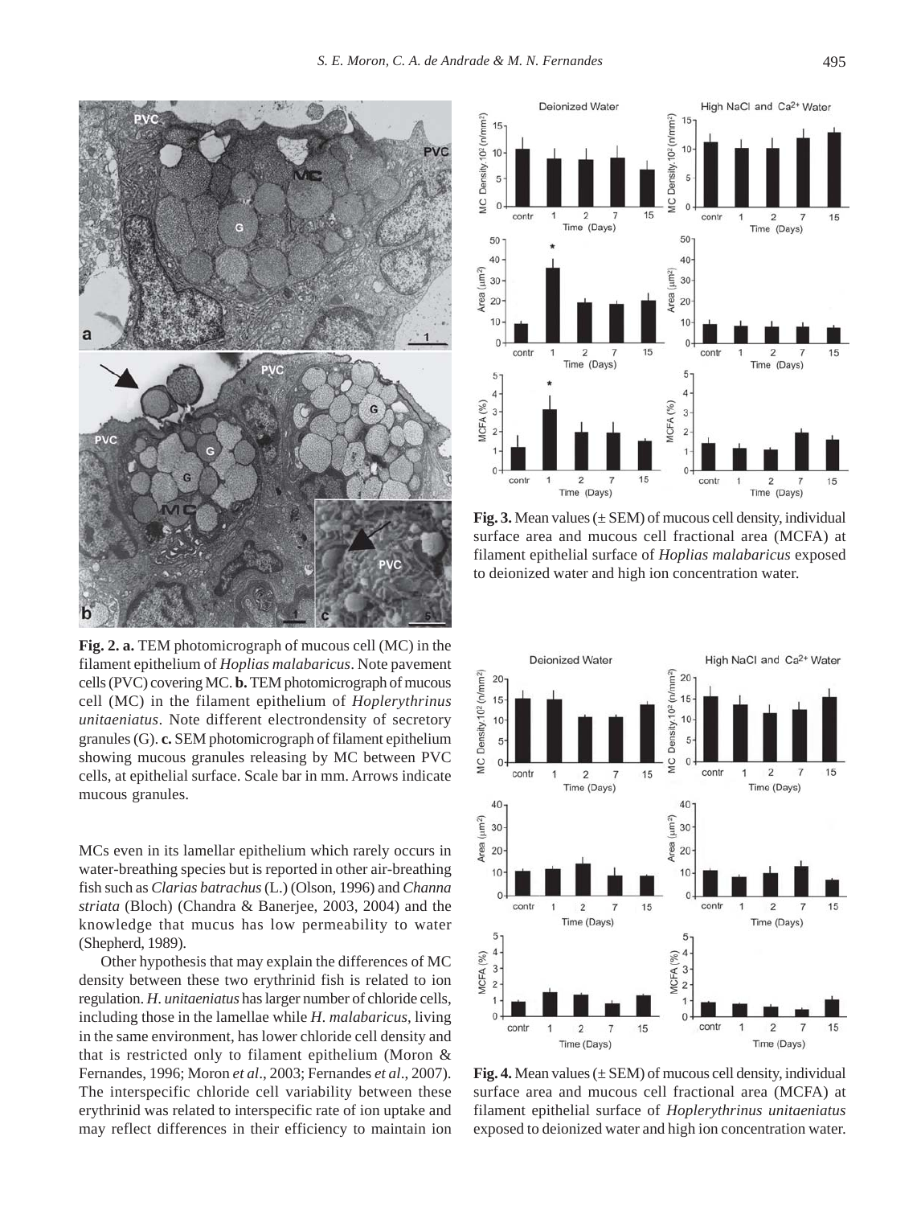**Fig. 2. a.** TEM photomicrograph of mucous cell (MC) in the filament epithelium of *Hoplias malabaricus*. Note pavement cells (PVC) covering MC. **b.** TEM photomicrograph of mucous cell (MC) in the filament epithelium of *Hoplerythrinus unitaeniatus*. Note different electrondensity of secretory granules (G). **c.** SEM photomicrograph of filament epithelium showing mucous granules releasing by MC between PVC cells, at epithelial surface. Scale bar in mm. Arrows indicate mucous granules.

MCs even in its lamellar epithelium which rarely occurs in water-breathing species but is reported in other air-breathing fish such as *Clarias batrachus* (L.) (Olson, 1996) and *Channa striata* (Bloch) (Chandra & Banerjee, 2003, 2004) and the knowledge that mucus has low permeability to water (Shepherd, 1989).

Other hypothesis that may explain the differences of MC density between these two erythrinid fish is related to ion regulation. *H. unitaeniatus* has larger number of chloride cells, including those in the lamellae while *H. malabaricus*, living in the same environment, has lower chloride cell density and that is restricted only to filament epithelium (Moron & Fernandes, 1996; Moron *et al*., 2003; Fernandes *et al*., 2007). The interspecific chloride cell variability between these erythrinid was related to interspecific rate of ion uptake and may reflect differences in their efficiency to maintain ion

**Fig. 3.** Mean values (± SEM) of mucous cell density, individual surface area and mucous cell fractional area (MCFA) at filament epithelial surface of *Hoplias malabaricus* exposed to deionized water and high ion concentration water.

**Fig. 4.** Mean values (± SEM) of mucous cell density, individual surface area and mucous cell fractional area (MCFA) at filament epithelial surface of *Hoplerythrinus unitaeniatus* exposed to deionized water and high ion concentration water.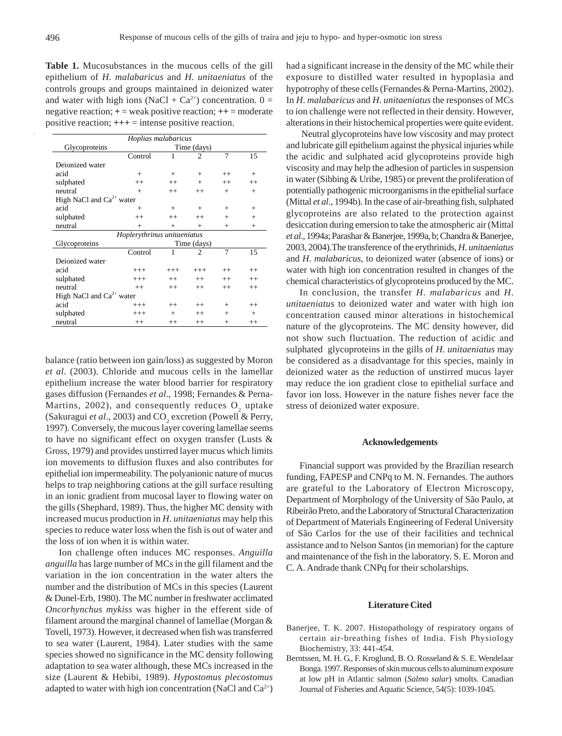**Table 1.** Mucosubstances in the mucous cells of the gill epithelium of *H. malabaricus* and *H. unitaeniatus* of the controls groups and groups maintained in deionized water and water with high ions (NaCl + $Ca^{2+}$) concentration. 0 = negative reaction; + = weak positive reaction; ++ = moderate positive reaction; +++ = intense positive reaction.

| *Hoplias malabaricus* | | | | | |
|---|---|---|---|---|---|
| Glycoproteins | Time (days) | | | | |
| | Control | 1 | 2 | 7 | 15 |
| Deionized water | | | | | |
| acid | + | + | + | ++ | + |
| sulphated | ++ | ++ | + | ++ | ++ |
| neutral | + | ++ | ++ | + | + |
| High NaCl and $Ca^{2+}$ water | | | | | |
| acid | + | + | + | + | + |
| sulphated | ++ | ++ | ++ | + | + |
| neutral | + | + | + | + | + |
| *Hoplerythrinus unitaeniatus* | | | | | |
| Glycoproteins | Time (days) | | | | |
| | Control | 1 | 2 | 7 | 15 |
| Deionized water | | | | | |
| acid | +++ | +++ | +++ | ++ | ++ |
| sulphated | +++ | ++ | ++ | ++ | ++ |
| neutral | ++ | ++ | ++ | ++ | ++ |
| High NaCl and $Ca^{2+}$ water | | | | | |
| acid | +++ | ++ | ++ | + | ++ |
| sulphated | +++ | + | ++ | + | + |
| neutral | ++ | ++ | ++ | + | ++ |

balance (ratio between ion gain/loss) as suggested by Moron *et al*. (2003). Chloride and mucous cells in the lamellar epithelium increase the water blood barrier for respiratory gases diffusion (Fernandes *et al*., 1998; Fernandes & Perna-Martins, 2002), and consequently reduces $O_2$ uptake (Sakuragui *et al*., 2003) and $CO_2$ excretion (Powell & Perry, 1997). Conversely, the mucous layer covering lamellae seems to have no significant effect on oxygen transfer (Lusts & Gross, 1979) and provides unstirred layer mucus which limits ion movements to diffusion fluxes and also contributes for epithelial ion impermeability. The polyanionic nature of mucus helps to trap neighboring cations at the gill surface resulting in an ionic gradient from mucosal layer to flowing water on the gills (Shephard, 1989). Thus, the higher MC density with increased mucus production in *H. unitaeniatus* may help this species to reduce water loss when the fish is out of water and the loss of ion when it is within water.

Ion challenge often induces MC responses. *Anguilla anguilla* has large number of MCs in the gill filament and the variation in the ion concentration in the water alters the number and the distribution of MCs in this species (Laurent & Dunel-Erb, 1980). The MC number in freshwater acclimated *Oncorhynchus mykiss* was higher in the efferent side of filament around the marginal channel of lamellae (Morgan & Tovell, 1973). However, it decreased when fish was transferred to sea water (Laurent, 1984). Later studies with the same species showed no significance in the MC density following adaptation to sea water although, these MCs increased in the size (Laurent & Hebibi, 1989). *Hypostomus plecostomus* adapted to water with high ion concentration (NaCl and $Ca^{2+}$) had a significant increase in the density of the MC while their exposure to distilled water resulted in hypoplasia and hypotrophy of these cells (Fernandes & Perna-Martins, 2002). In *H. malabaricus* and *H. unitaeniatus* the responses of MCs to ion challenge were not reflected in their density. However, alterations in their histochemical properties were quite evident.

Neutral glycoproteins have low viscosity and may protect and lubricate gill epithelium against the physical injuries while the acidic and sulphated acid glycoproteins provide high viscosity and may help the adhesion of particles in suspension in water (Sibbing & Uribe, 1985) or prevent the proliferation of potentially pathogenic microorganisms in the epithelial surface (Mittal *et al*., 1994b). In the case of air-breathing fish, sulphated glycoproteins are also related to the protection against desiccation during emersion to take the atmospheric air (Mittal *et al*., 1994a; Parashar & Banerjee, 1999a, b; Chandra & Banerjee, 2003, 2004).The transference of the erythrinids, *H. unitaeniatus* and *H. malabaricus*, to deionized water (absence of ions) or water with high ion concentration resulted in changes of the chemical characteristics of glycoproteins produced by the MC.

In conclusion, the transfer *H. malabaricus* and *H. unitaeniatus* to deionized water and water with high ion concentration caused minor alterations in histochemical nature of the glycoproteins. The MC density however, did not show such fluctuation. The reduction of acidic and sulphated glycoproteins in the gills of *H. unitaeniatus* may be considered as a disadvantage for this species, mainly in deionized water as the reduction of unstirred mucus layer may reduce the ion gradient close to epithelial surface and favor ion loss. However in the nature fishes never face the stress of deionized water exposure.

## Acknowledgements

Financial support was provided by the Brazilian research funding, FAPESP and CNPq to M. N. Fernandes. The authors are grateful to the Laboratory of Electron Microscopy, Department of Morphology of the University of São Paulo, at Ribeirão Preto, and the Laboratory of Structural Characterization of Department of Materials Engineering of Federal University of São Carlos for the use of their facilities and technical assistance and to Nelson Santos (in memorian) for the capture and maintenance of the fish in the laboratory. S. E. Moron and C. A. Andrade thank CNPq for their scholarships.

## Literature Cited

Banerjee, T. K. 2007. Histopathology of respiratory organs of certain air-breathing fishes of India. Fish Physiology Biochemistry, 33: 441-454.

Berntssen, M. H. G., F. Kroglund, B. O. Rosseland & S. E. Wendelaar Bonga. 1997. Responses of skin mucous cells to aluminum exposure at low pH in Atlantic salmon (*Salmo salar*) smolts. Canadian Journal of Fisheries and Aquatic Science, 54(5): 1039-1045.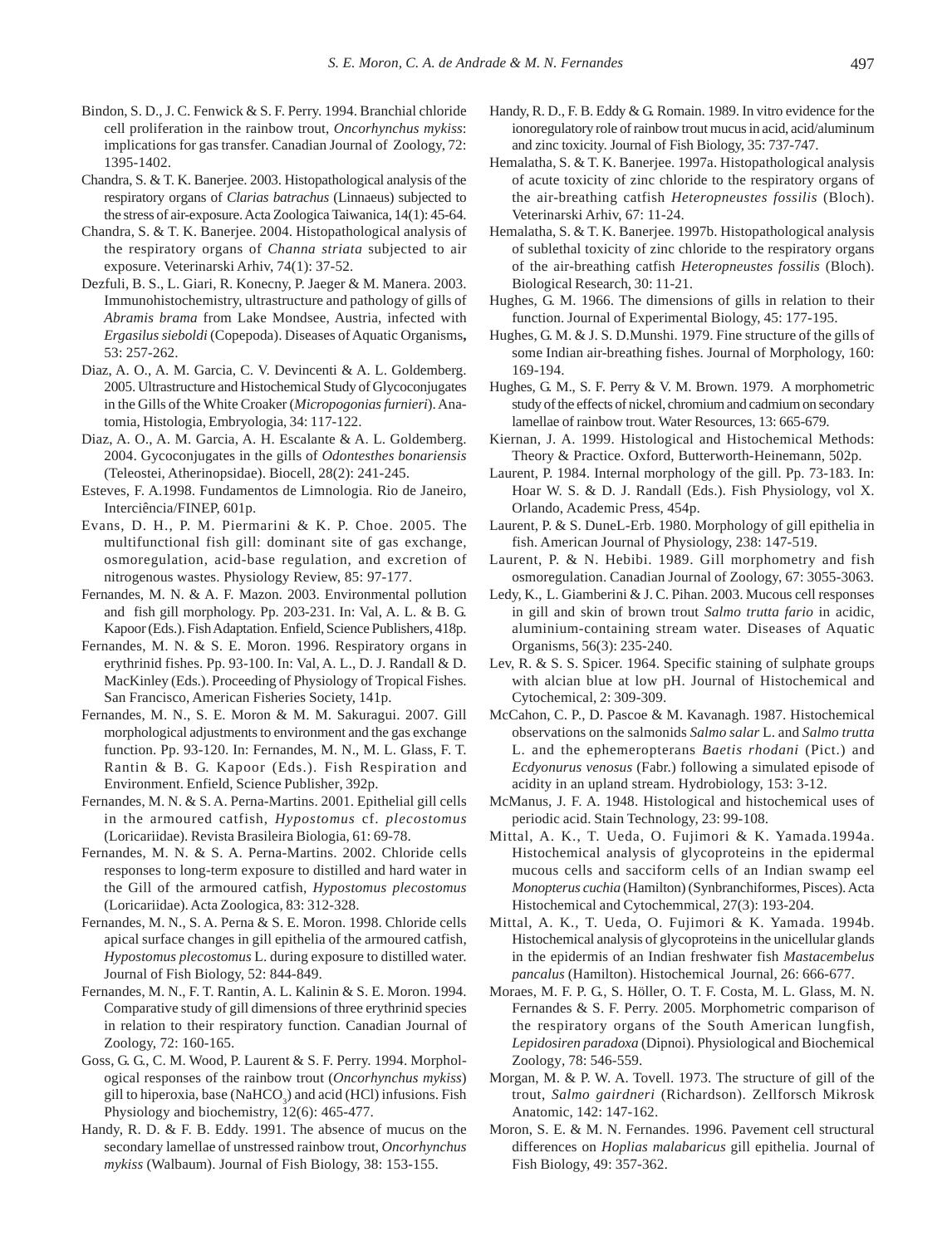Bindon, S. D., J. C. Fenwick & S. F. Perry. 1994. Branchial chloride cell proliferation in the rainbow trout, *Oncorhynchus mykiss*: implications for gas transfer. Canadian Journal of Zoology, 72: 1395-1402.

Chandra, S. & T. K. Banerjee. 2003. Histopathological analysis of the respiratory organs of *Clarias batrachus* (Linnaeus) subjected to the stress of air-exposure. Acta Zoologica Taiwanica, 14(1): 45-64.

Chandra, S. & T. K. Banerjee. 2004. Histopathological analysis of the respiratory organs of *Channa striata* subjected to air exposure. Veterinarski Arhiv, 74(1): 37-52.

Dezfuli, B. S., L. Giari, R. Konecny, P. Jaeger & M. Manera. 2003. Immunohistochemistry, ultrastructure and pathology of gills of *Abramis brama* from Lake Mondsee, Austria, infected with *Ergasilus sieboldi* (Copepoda). Diseases of Aquatic Organisms**,** 53: 257-262.

Diaz, A. O., A. M. Garcia, C. V. Devincenti & A. L. Goldemberg. 2005. Ultrastructure and Histochemical Study of Glycoconjugates in the Gills of the White Croaker (*Micropogonias furnieri*). Anatomia, Histologia, Embryologia, 34: 117-122.

Diaz, A. O., A. M. Garcia, A. H. Escalante & A. L. Goldemberg. 2004. Gycoconjugates in the gills of *Odontesthes bonariensis* (Teleostei, Atherinopsidae). Biocell, 28(2): 241-245.

Esteves, F. A.1998. Fundamentos de Limnologia. Rio de Janeiro, Interciência/FINEP, 601p.

Evans, D. H., P. M. Piermarini & K. P. Choe. 2005. The multifunctional fish gill: dominant site of gas exchange, osmoregulation, acid-base regulation, and excretion of nitrogenous wastes. Physiology Review, 85: 97-177.

Fernandes, M. N. & A. F. Mazon. 2003. Environmental pollution and fish gill morphology. Pp. 203-231. In: Val, A. L. & B. G. Kapoor (Eds.). Fish Adaptation. Enfield, Science Publishers, 418p.

Fernandes, M. N. & S. E. Moron. 1996. Respiratory organs in erythrinid fishes. Pp. 93-100. In: Val, A. L., D. J. Randall & D. MacKinley (Eds.). Proceeding of Physiology of Tropical Fishes. San Francisco, American Fisheries Society, 141p.

Fernandes, M. N., S. E. Moron & M. M. Sakuragui. 2007. Gill morphological adjustments to environment and the gas exchange function. Pp. 93-120. In: Fernandes, M. N., M. L. Glass, F. T. Rantin & B. G. Kapoor (Eds.). Fish Respiration and Environment. Enfield, Science Publisher, 392p.

Fernandes, M. N. & S. A. Perna-Martins. 2001. Epithelial gill cells in the armoured catfish, *Hypostomus* cf. *plecostomus* (Loricariidae). Revista Brasileira Biologia, 61: 69-78.

Fernandes, M. N. & S. A. Perna-Martins. 2002. Chloride cells responses to long-term exposure to distilled and hard water in the Gill of the armoured catfish, *Hypostomus plecostomus* (Loricariidae). Acta Zoologica, 83: 312-328.

Fernandes, M. N., S. A. Perna & S. E. Moron. 1998. Chloride cells apical surface changes in gill epithelia of the armoured catfish, *Hypostomus plecostomus* L. during exposure to distilled water. Journal of Fish Biology, 52: 844-849.

Fernandes, M. N., F. T. Rantin, A. L. Kalinin & S. E. Moron. 1994. Comparative study of gill dimensions of three erythrinid species in relation to their respiratory function. Canadian Journal of Zoology, 72: 160-165.

Goss, G. G., C. M. Wood, P. Laurent & S. F. Perry. 1994. Morphological responses of the rainbow trout (*Oncorhynchus mykiss*) gill to hiperoxia, base ($NaHCO_3$) and acid (HCl) infusions. Fish Physiology and biochemistry, 12(6): 465-477.

Handy, R. D. & F. B. Eddy. 1991. The absence of mucus on the secondary lamellae of unstressed rainbow trout, *Oncorhynchus mykiss* (Walbaum). Journal of Fish Biology, 38: 153-155.

Handy, R. D., F. B. Eddy & G. Romain. 1989. In vitro evidence for the ionoregulatory role of rainbow trout mucus in acid, acid/aluminum and zinc toxicity. Journal of Fish Biology, 35: 737-747.

Hemalatha, S. & T. K. Banerjee. 1997a. Histopathological analysis of acute toxicity of zinc chloride to the respiratory organs of the air-breathing catfish *Heteropneustes fossilis* (Bloch). Veterinarski Arhiv, 67: 11-24.

Hemalatha, S. & T. K. Banerjee. 1997b. Histopathological analysis of sublethal toxicity of zinc chloride to the respiratory organs of the air-breathing catfish *Heteropneustes fossilis* (Bloch). Biological Research, 30: 11-21.

Hughes, G. M. 1966. The dimensions of gills in relation to their function. Journal of Experimental Biology, 45: 177-195.

Hughes, G. M. & J. S. D.Munshi. 1979. Fine structure of the gills of some Indian air-breathing fishes. Journal of Morphology, 160: 169-194.

Hughes, G. M., S. F. Perry & V. M. Brown. 1979. A morphometric study of the effects of nickel, chromium and cadmium on secondary lamellae of rainbow trout. Water Resources, 13: 665-679.

Kiernan, J. A. 1999. Histological and Histochemical Methods: Theory & Practice. Oxford, Butterworth-Heinemann, 502p.

Laurent, P. 1984. Internal morphology of the gill. Pp. 73-183. In: Hoar W. S. & D. J. Randall (Eds.). Fish Physiology, vol X. Orlando, Academic Press, 454p.

Laurent, P. & S. DuneL-Erb. 1980. Morphology of gill epithelia in fish. American Journal of Physiology, 238: 147-519.

Laurent, P. & N. Hebibi. 1989. Gill morphometry and fish osmoregulation. Canadian Journal of Zoology, 67: 3055-3063.

Ledy, K., L. Giamberini & J. C. Pihan. 2003. Mucous cell responses in gill and skin of brown trout *Salmo trutta fario* in acidic, aluminium-containing stream water. Diseases of Aquatic Organisms, 56(3): 235-240.

Lev, R. & S. S. Spicer. 1964. Specific staining of sulphate groups with alcian blue at low pH. Journal of Histochemical and Cytochemical, 2: 309-309.

McCahon, C. P., D. Pascoe & M. Kavanagh. 1987. Histochemical observations on the salmonids *Salmo salar* L. and *Salmo trutta* L. and the ephemeropterans *Baetis rhodani* (Pict.) and *Ecdyonurus venosus* (Fabr.) following a simulated episode of acidity in an upland stream. Hydrobiology, 153: 3-12.

McManus, J. F. A. 1948. Histological and histochemical uses of periodic acid. Stain Technology, 23: 99-108.

Mittal, A. K., T. Ueda, O. Fujimori & K. Yamada.1994a. Histochemical analysis of glycoproteins in the epidermal mucous cells and sacciform cells of an Indian swamp eel *Monopterus cuchia* (Hamilton) (Synbranchiformes, Pisces). Acta Histochemical and Cytochemmical, 27(3): 193-204.

Mittal, A. K., T. Ueda, O. Fujimori & K. Yamada. 1994b. Histochemical analysis of glycoproteins in the unicellular glands in the epidermis of an Indian freshwater fish *Mastacembelus pancalus* (Hamilton). Histochemical Journal, 26: 666-677.

Moraes, M. F. P. G., S. Höller, O. T. F. Costa, M. L. Glass, M. N. Fernandes & S. F. Perry. 2005. Morphometric comparison of the respiratory organs of the South American lungfish, *Lepidosiren paradoxa* (Dipnoi). Physiological and Biochemical Zoology, 78: 546-559.

Morgan, M. & P. W. A. Tovell. 1973. The structure of gill of the trout, *Salmo gairdneri* (Richardson). Zellforsch Mikrosk Anatomic, 142: 147-162.

Moron, S. E. & M. N. Fernandes. 1996. Pavement cell structural differences on *Hoplias malabaricus* gill epithelia. Journal of Fish Biology, 49: 357-362.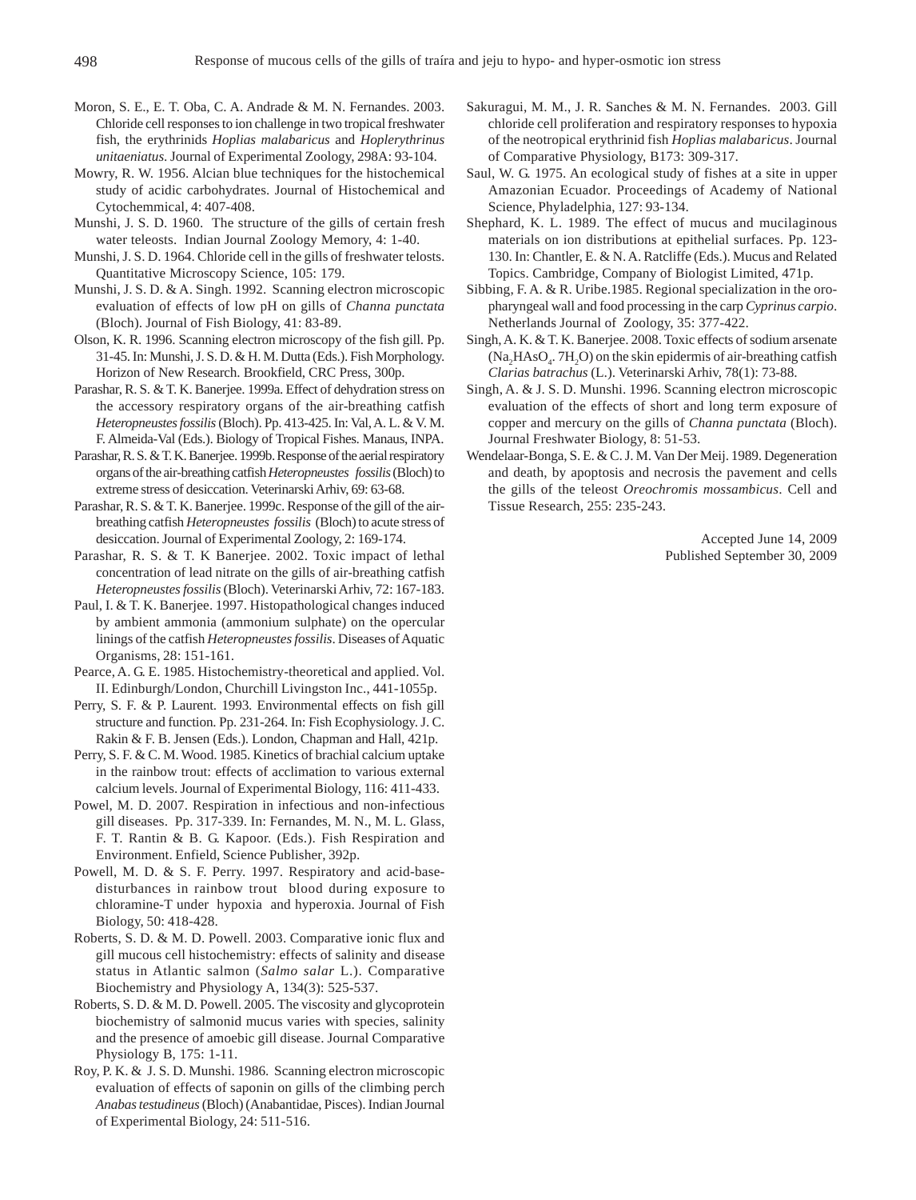Moron, S. E., E. T. Oba, C. A. Andrade & M. N. Fernandes. 2003. Chloride cell responses to ion challenge in two tropical freshwater fish, the erythrinids *Hoplias malabaricus* and *Hoplerythrinus unitaeniatus*. Journal of Experimental Zoology, 298A: 93-104.

Mowry, R. W. 1956. Alcian blue techniques for the histochemical study of acidic carbohydrates. Journal of Histochemical and Cytochemmical, 4: 407-408.

Munshi, J. S. D. 1960. The structure of the gills of certain fresh water teleosts. Indian Journal Zoology Memory, 4: 1-40.

Munshi, J. S. D. 1964. Chloride cell in the gills of freshwater telosts. Quantitative Microscopy Science, 105: 179.

Munshi, J. S. D. & A. Singh. 1992. Scanning electron microscopic evaluation of effects of low pH on gills of *Channa punctata* (Bloch). Journal of Fish Biology, 41: 83-89.

Olson, K. R. 1996. Scanning electron microscopy of the fish gill. Pp. 31-45. In: Munshi, J. S. D. & H. M. Dutta (Eds.). Fish Morphology. Horizon of New Research. Brookfield, CRC Press, 300p.

Parashar, R. S. & T. K. Banerjee. 1999a. Effect of dehydration stress on the accessory respiratory organs of the air-breathing catfish *Heteropneustes fossilis* (Bloch). Pp. 413-425. In: Val, A. L. & V. M. F. Almeida-Val (Eds.). Biology of Tropical Fishes. Manaus, INPA.

Parashar, R. S. & T. K. Banerjee. 1999b. Response of the aerial respiratory organs of the air-breathing catfish *Heteropneustes fossilis* (Bloch) to extreme stress of desiccation. Veterinarski Arhiv, 69: 63-68.

Parashar, R. S. & T. K. Banerjee. 1999c. Response of the gill of the air-breathing catfish *Heteropneustes fossilis* (Bloch) to acute stress of desiccation. Journal of Experimental Zoology, 2: 169-174.

Parashar, R. S. & T. K Banerjee. 2002. Toxic impact of lethal concentration of lead nitrate on the gills of air-breathing catfish *Heteropneustes fossilis* (Bloch). Veterinarski Arhiv, 72: 167-183.

Paul, I. & T. K. Banerjee. 1997. Histopathological changes induced by ambient ammonia (ammonium sulphate) on the opercular linings of the catfish *Heteropneustes fossilis*. Diseases of Aquatic Organisms, 28: 151-161.

Pearce, A. G. E. 1985. Histochemistry-theoretical and applied. Vol. II. Edinburgh/London, Churchill Livingston Inc., 441-1055p.

Perry, S. F. & P. Laurent. 1993. Environmental effects on fish gill structure and function. Pp. 231-264. In: Fish Ecophysiology. J. C. Rakin & F. B. Jensen (Eds.). London, Chapman and Hall, 421p.

Perry, S. F. & C. M. Wood. 1985. Kinetics of brachial calcium uptake in the rainbow trout: effects of acclimation to various external calcium levels. Journal of Experimental Biology, 116: 411-433.

Powel, M. D. 2007. Respiration in infectious and non-infectious gill diseases. Pp. 317-339. In: Fernandes, M. N., M. L. Glass, F. T. Rantin & B. G. Kapoor. (Eds.). Fish Respiration and Environment. Enfield, Science Publisher, 392p.

Powell, M. D. & S. F. Perry. 1997. Respiratory and acid-base-disturbances in rainbow trout blood during exposure to chloramine-T under hypoxia and hyperoxia. Journal of Fish Biology, 50: 418-428.

Roberts, S. D. & M. D. Powell. 2003. Comparative ionic flux and gill mucous cell histochemistry: effects of salinity and disease status in Atlantic salmon (*Salmo salar* L.). Comparative Biochemistry and Physiology A, 134(3): 525-537.

Roberts, S. D. & M. D. Powell. 2005. The viscosity and glycoprotein biochemistry of salmonid mucus varies with species, salinity and the presence of amoebic gill disease. Journal Comparative Physiology B, 175: 1-11.

Roy, P. K. & J. S. D. Munshi. 1986. Scanning electron microscopic evaluation of effects of saponin on gills of the climbing perch *Anabas testudineus* (Bloch) (Anabantidae, Pisces). Indian Journal of Experimental Biology, 24: 511-516.

Sakuragui, M. M., J. R. Sanches & M. N. Fernandes. 2003. Gill chloride cell proliferation and respiratory responses to hypoxia of the neotropical erythrinid fish *Hoplias malabaricus*. Journal of Comparative Physiology, B173: 309-317.

Saul, W. G. 1975. An ecological study of fishes at a site in upper Amazonian Ecuador. Proceedings of Academy of National Science, Phyladelphia, 127: 93-134.

Shephard, K. L. 1989. The effect of mucus and mucilaginous materials on ion distributions at epithelial surfaces. Pp. 123-130. In: Chantler, E. & N. A. Ratcliffe (Eds.). Mucus and Related Topics. Cambridge, Company of Biologist Limited, 471p.

Sibbing, F. A. & R. Uribe.1985. Regional specialization in the oro-pharyngeal wall and food processing in the carp *Cyprinus carpio*. Netherlands Journal of Zoology, 35: 377-422.

Singh, A. K. & T. K. Banerjee. 2008. Toxic effects of sodium arsenate ($Na_2HAsO_4 . 7H_2O$) on the skin epidermis of air-breathing catfish *Clarias batrachus* (L.). Veterinarski Arhiv, 78(1): 73-88.

Singh, A. & J. S. D. Munshi. 1996. Scanning electron microscopic evaluation of the effects of short and long term exposure of copper and mercury on the gills of *Channa punctata* (Bloch). Journal Freshwater Biology, 8: 51-53.

Wendelaar-Bonga, S. E. & C. J. M. Van Der Meij. 1989. Degeneration and death, by apoptosis and necrosis the pavement and cells the gills of the teleost *Oreochromis mossambicus*. Cell and Tissue Research, 255: 235-243.

Accepted June 14, 2009
Published September 30, 2009